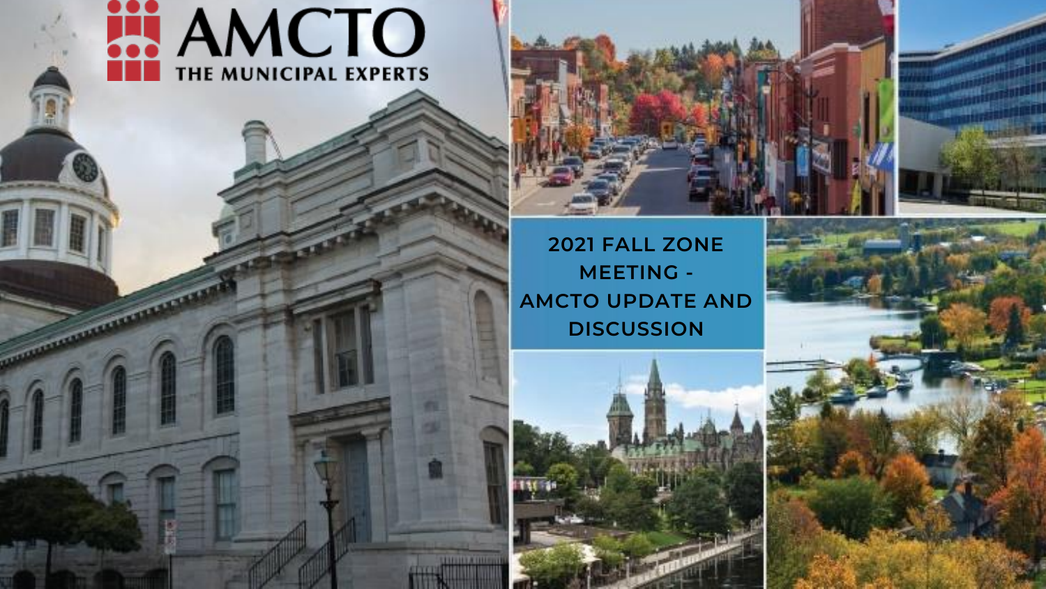# AMCTO

THE MUNICIPAL EXPERTS

## 2021 FALL ZONE MEETING - AMCTO UPDATE AND DISCUSSION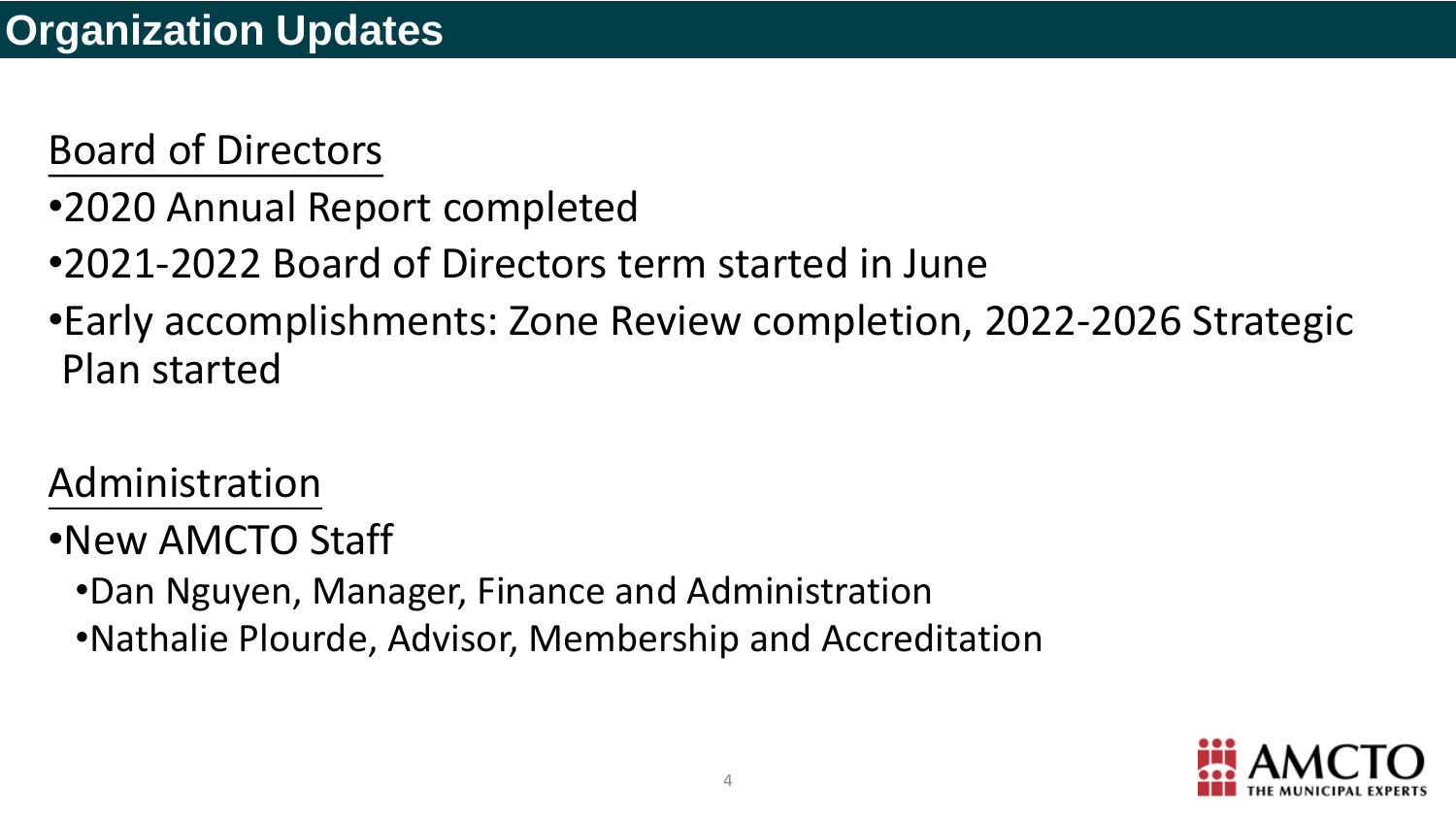# Organization Updates

## Board of Directors

- 2020 Annual Report completed
- 2021-2022 Board of Directors term started in June
- Early accomplishments: Zone Review completion, 2022-2026 Strategic Plan started

## Administration

- New AMCTO Staff
  - Dan Nguyen, Manager, Finance and Administration
  - Nathalie Plourde, Advisor, Membership and Accreditation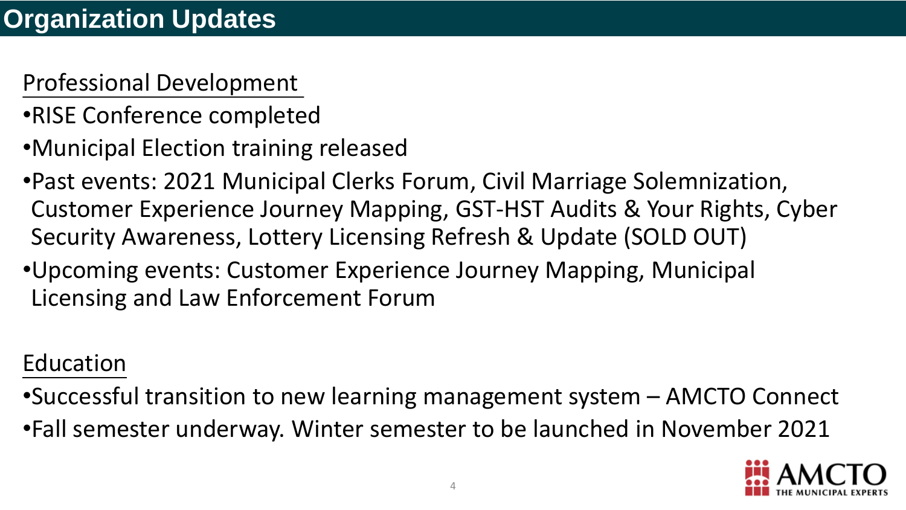# Organization Updates

## Professional Development

- RISE Conference completed
- Municipal Election training released
- Past events: 2021 Municipal Clerks Forum, Civil Marriage Solemnization, Customer Experience Journey Mapping, GST-HST Audits & Your Rights, Cyber Security Awareness, Lottery Licensing Refresh & Update (SOLD OUT)
- Upcoming events: Customer Experience Journey Mapping, Municipal Licensing and Law Enforcement Forum

## Education

- Successful transition to new learning management system – AMCTO Connect
- Fall semester underway. Winter semester to be launched in November 2021

AMCTO THE MUNICIPAL EXPERTS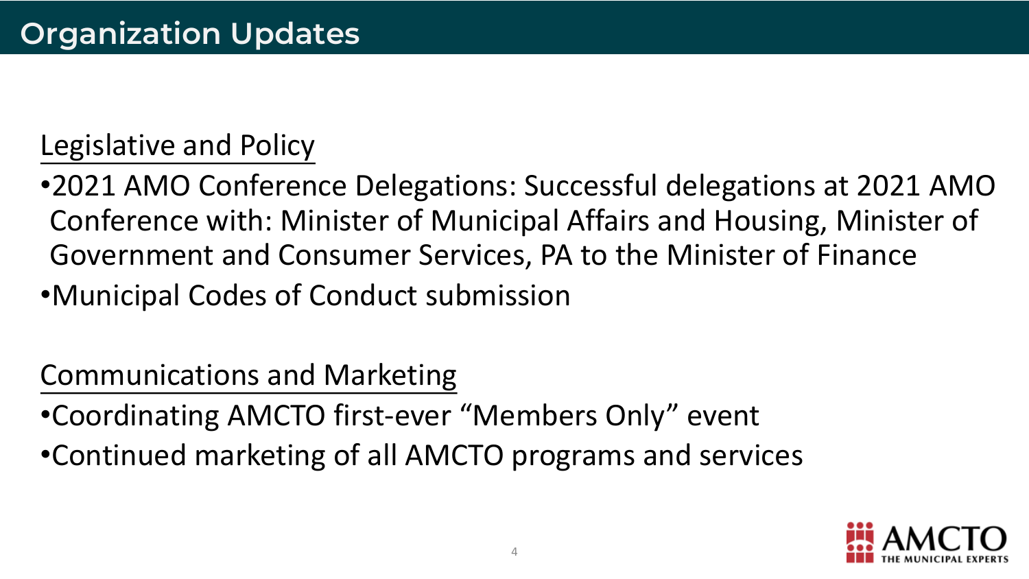# Organization Updates

Legislative and Policy

- 2021 AMO Conference Delegations: Successful delegations at 2021 AMO Conference with: Minister of Municipal Affairs and Housing, Minister of Government and Consumer Services, PA to the Minister of Finance
- Municipal Codes of Conduct submission

Communications and Marketing

- Coordinating AMCTO first-ever "Members Only" event
- Continued marketing of all AMCTO programs and services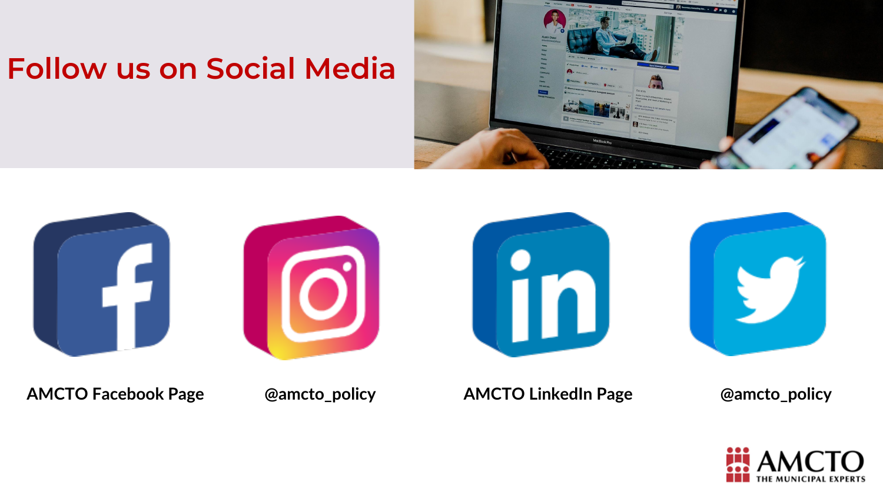# Follow us on Social Media

AMCTO Facebook Page

@amcto_policy

AMCTO LinkedIn Page

@amcto_policy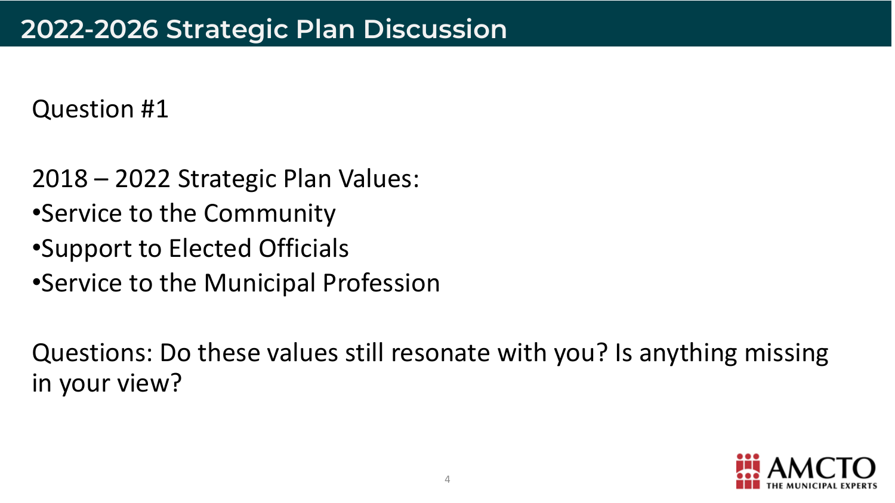# 2022-2026 Strategic Plan Discussion

Question #1

2018 – 2022 Strategic Plan Values:

- Service to the Community
- Support to Elected Officials
- Service to the Municipal Profession

Questions: Do these values still resonate with you? Is anything missing in your view?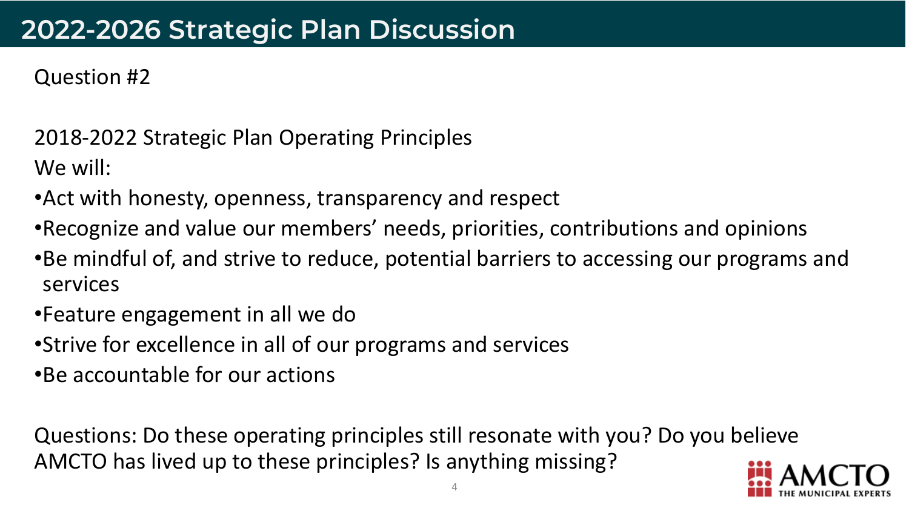# 2022-2026 Strategic Plan Discussion

Question #2

2018-2022 Strategic Plan Operating Principles

We will:

- Act with honesty, openness, transparency and respect
- Recognize and value our members' needs, priorities, contributions and opinions
- Be mindful of, and strive to reduce, potential barriers to accessing our programs and services
- Feature engagement in all we do
- Strive for excellence in all of our programs and services
- Be accountable for our actions

Questions: Do these operating principles still resonate with you? Do you believe AMCTO has lived up to these principles? Is anything missing?

AMCTO THE MUNICIPAL EXPERTS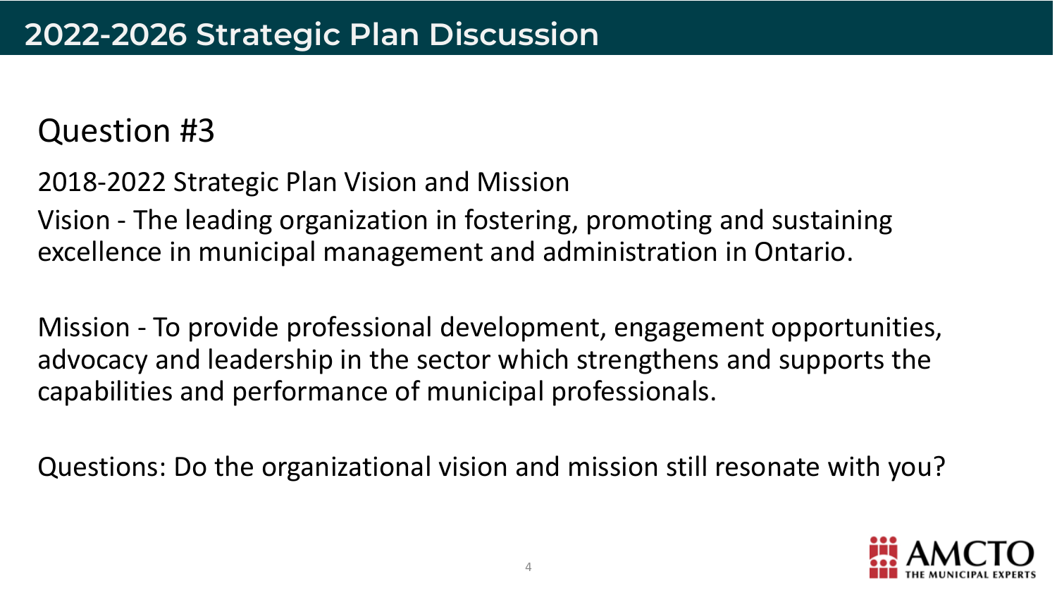# 2022-2026 Strategic Plan Discussion

## Question #3

2018-2022 Strategic Plan Vision and Mission

Vision - The leading organization in fostering, promoting and sustaining excellence in municipal management and administration in Ontario.

Mission - To provide professional development, engagement opportunities, advocacy and leadership in the sector which strengthens and supports the capabilities and performance of municipal professionals.

Questions: Do the organizational vision and mission still resonate with you?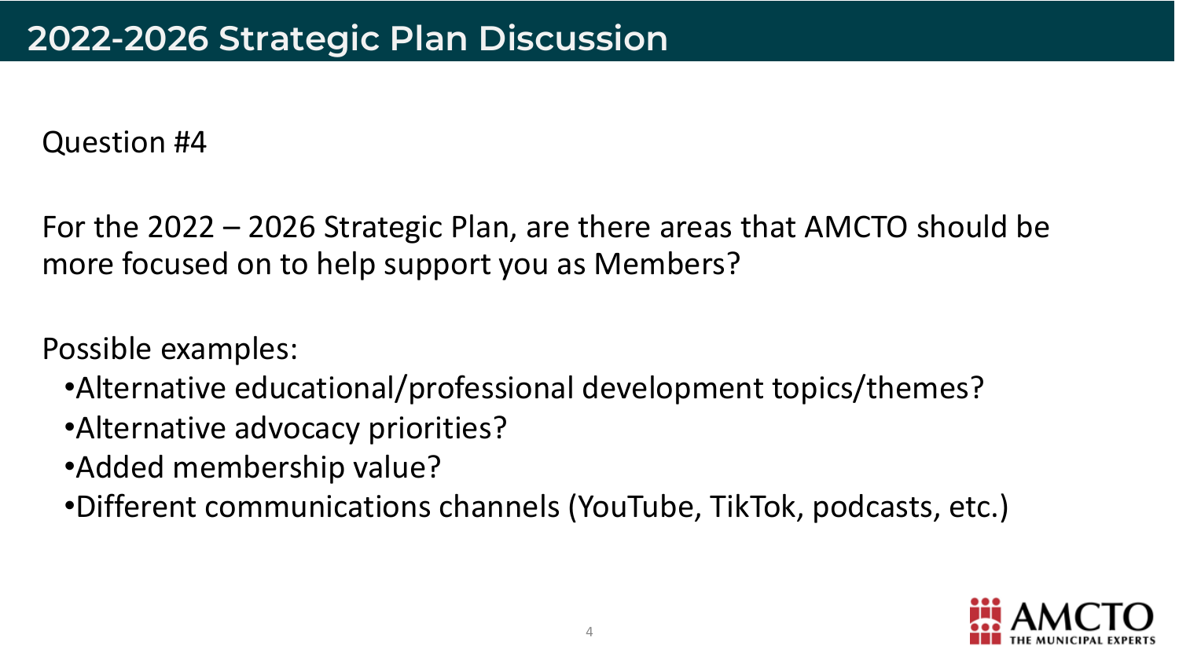# 2022-2026 Strategic Plan Discussion

Question #4

For the 2022 – 2026 Strategic Plan, are there areas that AMCTO should be more focused on to help support you as Members?

Possible examples:

- Alternative educational/professional development topics/themes?
- Alternative advocacy priorities?
- Added membership value?
- Different communications channels (YouTube, TikTok, podcasts, etc.)

AMCTO
THE MUNICIPAL EXPERTS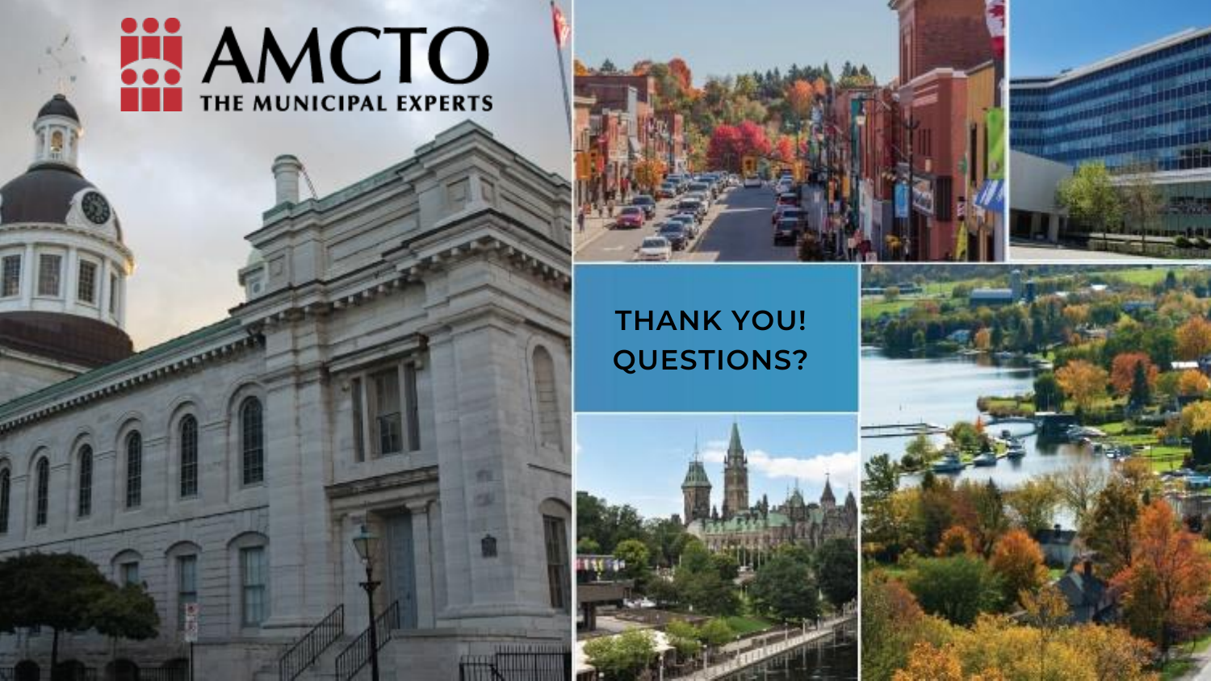AMCTO

THE MUNICIPAL EXPERTS

THANK YOU!

QUESTIONS?